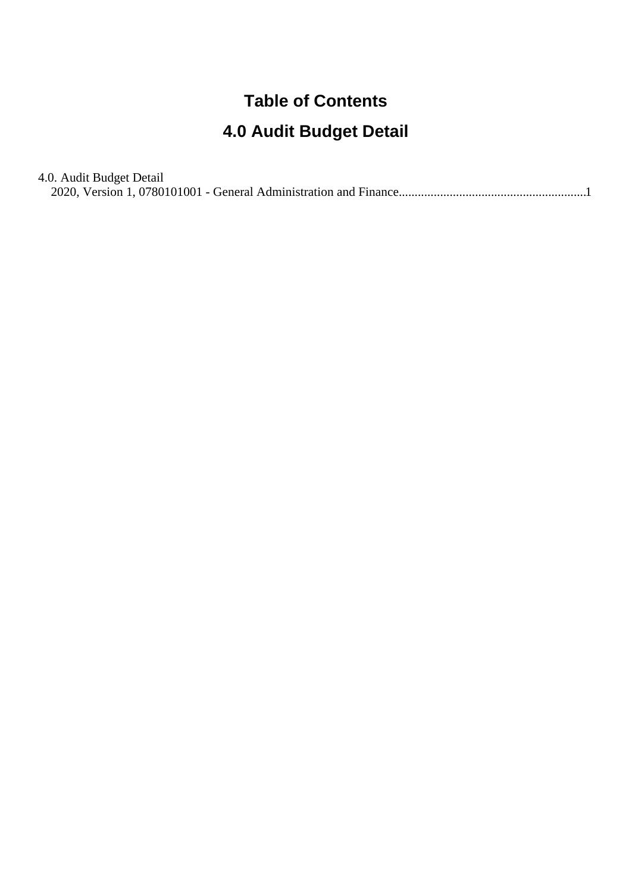# Table of Contents

# 4.0 Audit Budget Detail

4.0. Audit Budget Detail
    2020, Version 1, 0780101001 - General Administration and Finance..........................................................1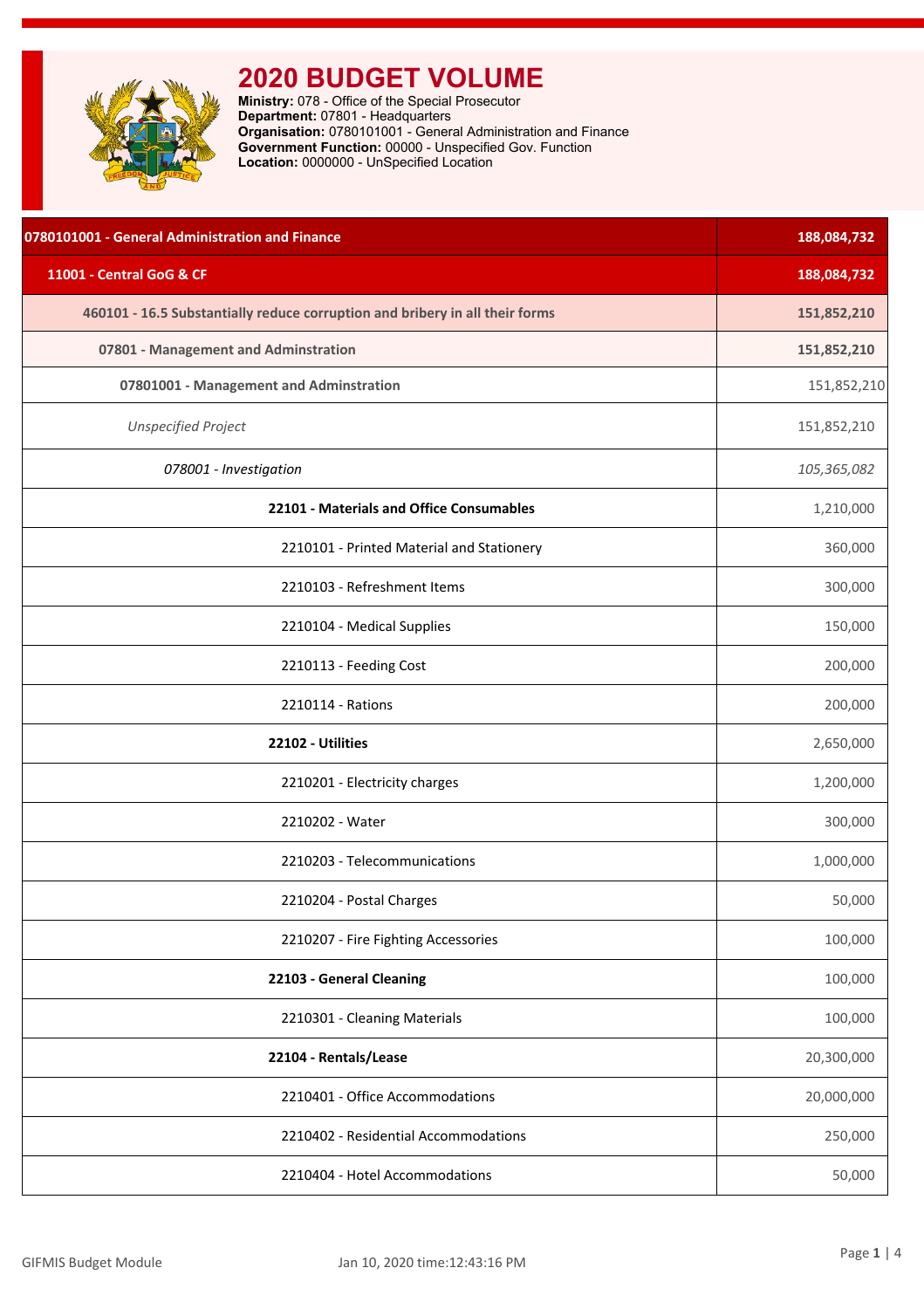# 2020 BUDGET VOLUME

**Ministry:** 078 - Office of the Special Prosecutor
**Department:** 07801 - Headquarters
**Organisation:** 0780101001 - General Administration and Finance
**Government Function:** 00000 - Unspecified Gov. Function
**Location:** 0000000 - UnSpecified Location

| Item | Amount |
|---|---|
| **0780101001 - General Administration and Finance** | **188,084,732** |
| **11001 - Central GoG & CF** | **188,084,732** |
| **460101 - 16.5 Substantially reduce corruption and bribery in all their forms** | **151,852,210** |
| **07801 - Management and Adminstration** | **151,852,210** |
| **07801001 - Management and Adminstration** | 151,852,210 |
| *Unspecified Project* | 151,852,210 |
| *078001 - Investigation* | *105,365,082* |
| **22101 - Materials and Office Consumables** | 1,210,000 |
| 2210101 - Printed Material and Stationery | 360,000 |
| 2210103 - Refreshment Items | 300,000 |
| 2210104 - Medical Supplies | 150,000 |
| 2210113 - Feeding Cost | 200,000 |
| 2210114 - Rations | 200,000 |
| **22102 - Utilities** | 2,650,000 |
| 2210201 - Electricity charges | 1,200,000 |
| 2210202 - Water | 300,000 |
| 2210203 - Telecommunications | 1,000,000 |
| 2210204 - Postal Charges | 50,000 |
| 2210207 - Fire Fighting Accessories | 100,000 |
| **22103 - General Cleaning** | 100,000 |
| 2210301 - Cleaning Materials | 100,000 |
| **22104 - Rentals/Lease** | 20,300,000 |
| 2210401 - Office Accommodations | 20,000,000 |
| 2210402 - Residential Accommodations | 250,000 |
| 2210404 - Hotel Accommodations | 50,000 |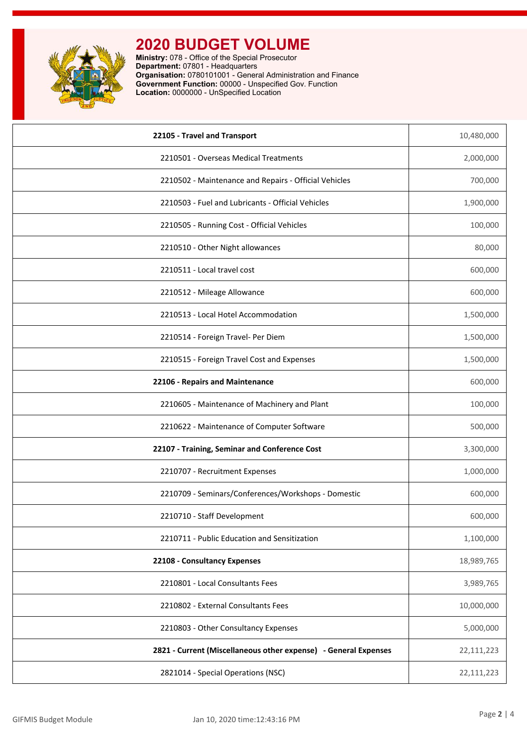# 2020 BUDGET VOLUME

**Ministry:** 078 - Office of the Special Prosecutor
**Department:** 07801 - Headquarters
**Organisation:** 0780101001 - General Administration and Finance
**Government Function:** 00000 - Unspecified Gov. Function
**Location:** 0000000 - UnSpecified Location

| Item | Amount |
|---|---|
| **22105 - Travel and Transport** | 10,480,000 |
| 2210501 - Overseas Medical Treatments | 2,000,000 |
| 2210502 - Maintenance and Repairs - Official Vehicles | 700,000 |
| 2210503 - Fuel and Lubricants - Official Vehicles | 1,900,000 |
| 2210505 - Running Cost - Official Vehicles | 100,000 |
| 2210510 - Other Night allowances | 80,000 |
| 2210511 - Local travel cost | 600,000 |
| 2210512 - Mileage Allowance | 600,000 |
| 2210513 - Local Hotel Accommodation | 1,500,000 |
| 2210514 - Foreign Travel- Per Diem | 1,500,000 |
| 2210515 - Foreign Travel Cost and Expenses | 1,500,000 |
| **22106 - Repairs and Maintenance** | 600,000 |
| 2210605 - Maintenance of Machinery and Plant | 100,000 |
| 2210622 - Maintenance of Computer Software | 500,000 |
| **22107 - Training, Seminar and Conference Cost** | 3,300,000 |
| 2210707 - Recruitment Expenses | 1,000,000 |
| 2210709 - Seminars/Conferences/Workshops - Domestic | 600,000 |
| 2210710 - Staff Development | 600,000 |
| 2210711 - Public Education and Sensitization | 1,100,000 |
| **22108 - Consultancy Expenses** | 18,989,765 |
| 2210801 - Local Consultants Fees | 3,989,765 |
| 2210802 - External Consultants Fees | 10,000,000 |
| 2210803 - Other Consultancy Expenses | 5,000,000 |
| **2821 - Current (Miscellaneous other expense) - General Expenses** | 22,111,223 |
| 2821014 - Special Operations (NSC) | 22,111,223 |

GIFMIS Budget Module    Jan 10, 2020 time:12:43:16 PM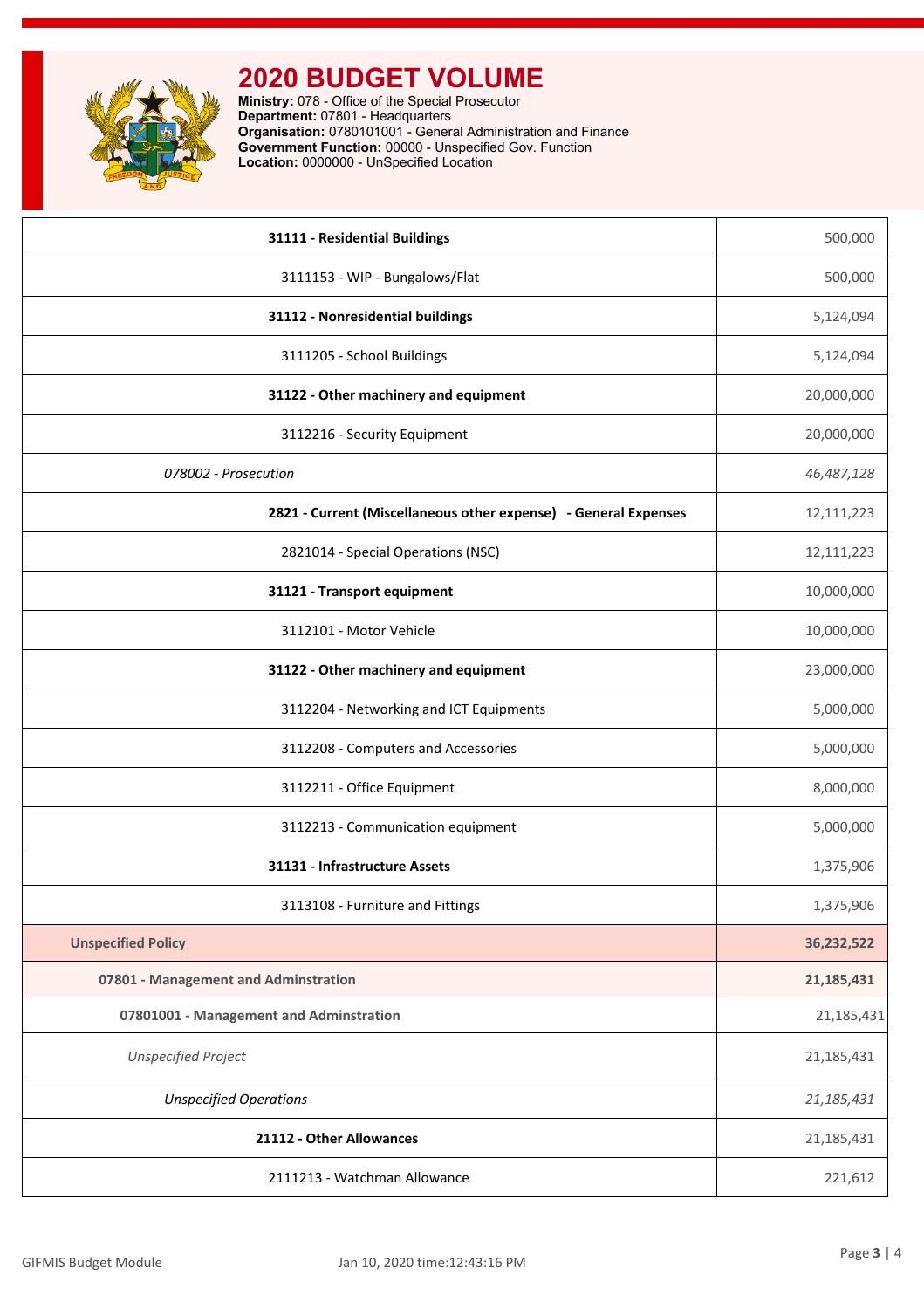# 2020 BUDGET VOLUME

**Ministry:** 078 - Office of the Special Prosecutor
**Department:** 07801 - Headquarters
**Organisation:** 0780101001 - General Administration and Finance
**Government Function:** 00000 - Unspecified Gov. Function
**Location:** 0000000 - UnSpecified Location

| | |
|---|---|
| **31111 - Residential Buildings** | 500,000 |
| 3111153 - WIP - Bungalows/Flat | 500,000 |
| **31112 - Nonresidential buildings** | 5,124,094 |
| 3111205 - School Buildings | 5,124,094 |
| **31122 - Other machinery and equipment** | 20,000,000 |
| 3112216 - Security Equipment | 20,000,000 |
| *078002 - Prosecution* | *46,487,128* |
| **2821 - Current (Miscellaneous other expense) - General Expenses** | 12,111,223 |
| 2821014 - Special Operations (NSC) | 12,111,223 |
| **31121 - Transport equipment** | 10,000,000 |
| 3112101 - Motor Vehicle | 10,000,000 |
| **31122 - Other machinery and equipment** | 23,000,000 |
| 3112204 - Networking and ICT Equipments | 5,000,000 |
| 3112208 - Computers and Accessories | 5,000,000 |
| 3112211 - Office Equipment | 8,000,000 |
| 3112213 - Communication equipment | 5,000,000 |
| **31131 - Infrastructure Assets** | 1,375,906 |
| 3113108 - Furniture and Fittings | 1,375,906 |
| **Unspecified Policy** | **36,232,522** |
| **07801 - Management and Adminstration** | **21,185,431** |
| **07801001 - Management and Adminstration** | 21,185,431 |
| *Unspecified Project* | 21,185,431 |
| *Unspecified Operations* | *21,185,431* |
| **21112 - Other Allowances** | 21,185,431 |
| 2111213 - Watchman Allowance | 221,612 |

GIFMIS Budget Module    Jan 10, 2020 time:12:43:16 PM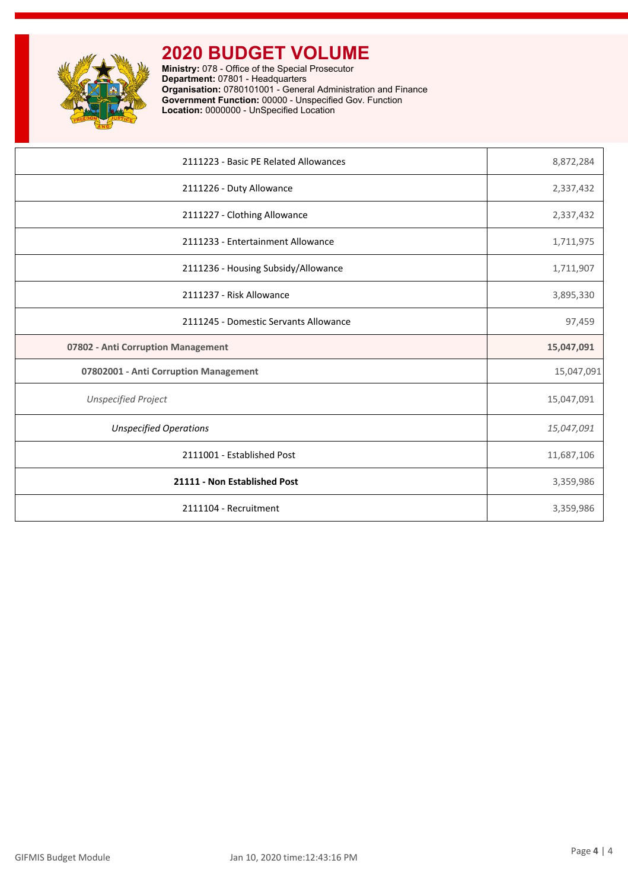# 2020 BUDGET VOLUME

**Ministry:** 078 - Office of the Special Prosecutor
**Department:** 07801 - Headquarters
**Organisation:** 0780101001 - General Administration and Finance
**Government Function:** 00000 - Unspecified Gov. Function
**Location:** 0000000 - UnSpecified Location

| | |
|---|---|
| 2111223 - Basic PE Related Allowances | 8,872,284 |
| 2111226 - Duty Allowance | 2,337,432 |
| 2111227 - Clothing Allowance | 2,337,432 |
| 2111233 - Entertainment Allowance | 1,711,975 |
| 2111236 - Housing Subsidy/Allowance | 1,711,907 |
| 2111237 - Risk Allowance | 3,895,330 |
| 2111245 - Domestic Servants Allowance | 97,459 |
| **07802 - Anti Corruption Management** | **15,047,091** |
| **07802001 - Anti Corruption Management** | 15,047,091 |
| *Unspecified Project* | 15,047,091 |
| *Unspecified Operations* | *15,047,091* |
| 2111001 - Established Post | 11,687,106 |
| **21111 - Non Established Post** | 3,359,986 |
| 2111104 - Recruitment | 3,359,986 |

GIFMIS Budget Module Jan 10, 2020 time:12:43:16 PM